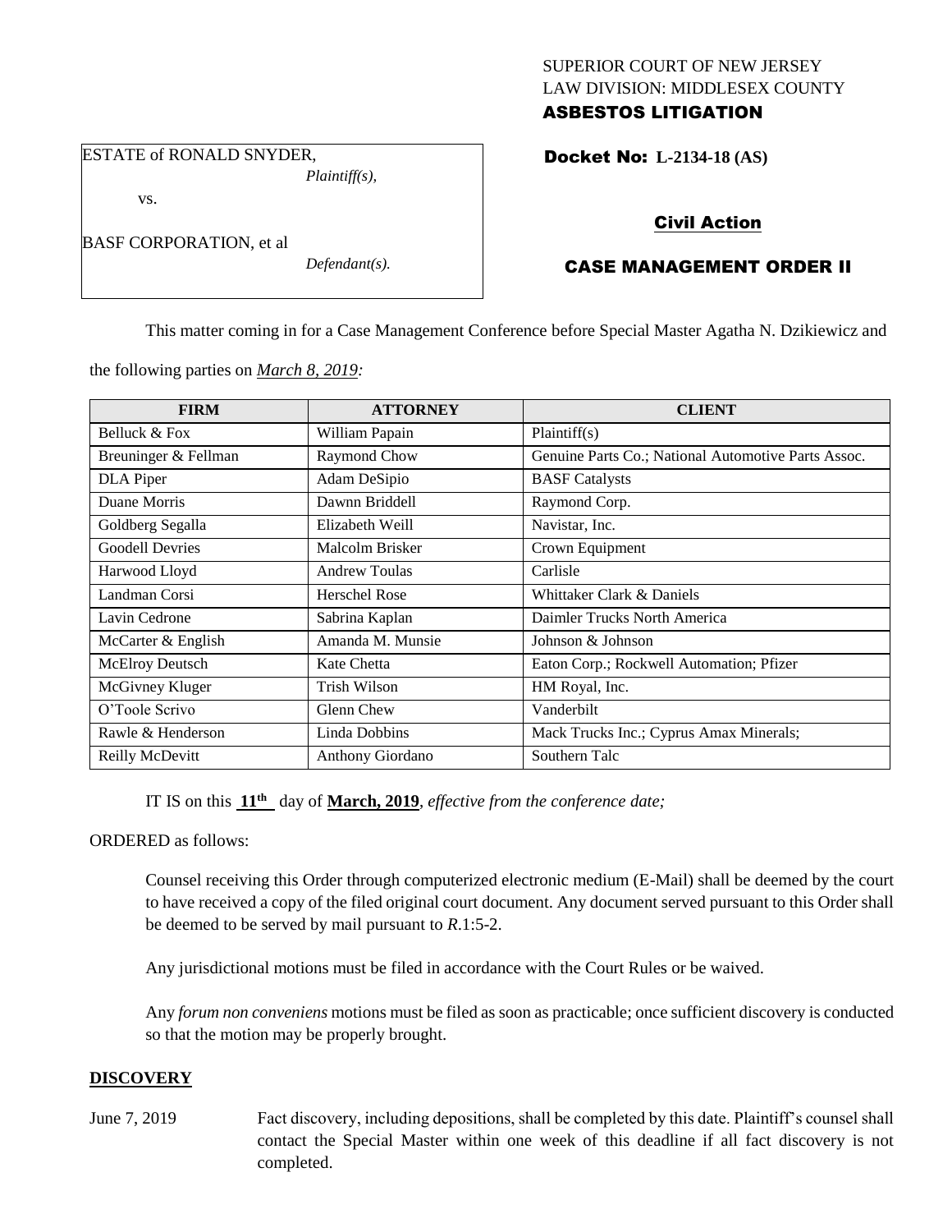SUPERIOR COURT OF NEW JERSEY
LAW DIVISION: MIDDLESEX COUNTY
**ASBESTOS LITIGATION**

ESTATE of RONALD SNYDER,
*Plaintiff(s),*

vs.

BASF CORPORATION, et al
*Defendant(s).*

**Docket No: L-2134-18 (AS)**

**Civil Action**

**CASE MANAGEMENT ORDER II**

This matter coming in for a Case Management Conference before Special Master Agatha N. Dzikiewicz and the following parties on *March 8, 2019:*

| FIRM | ATTORNEY | CLIENT |
|---|---|---|
| Belluck & Fox | William Papain | Plaintiff(s) |
| Breuninger & Fellman | Raymond Chow | Genuine Parts Co.; National Automotive Parts Assoc. |
| DLA Piper | Adam DeSipio | BASF Catalysts |
| Duane Morris | Dawnn Briddell | Raymond Corp. |
| Goldberg Segalla | Elizabeth Weill | Navistar, Inc. |
| Goodell Devries | Malcolm Brisker | Crown Equipment |
| Harwood Lloyd | Andrew Toulas | Carlisle |
| Landman Corsi | Herschel Rose | Whittaker Clark & Daniels |
| Lavin Cedrone | Sabrina Kaplan | Daimler Trucks North America |
| McCarter & English | Amanda M. Munsie | Johnson & Johnson |
| McElroy Deutsch | Kate Chetta | Eaton Corp.; Rockwell Automation; Pfizer |
| McGivney Kluger | Trish Wilson | HM Royal, Inc. |
| O'Toole Scrivo | Glenn Chew | Vanderbilt |
| Rawle & Henderson | Linda Dobbins | Mack Trucks Inc.; Cyprus Amax Minerals; |
| Reilly McDevitt | Anthony Giordano | Southern Talc |

IT IS on this **11th** day of **March, 2019**, *effective from the conference date;*

ORDERED as follows:

Counsel receiving this Order through computerized electronic medium (E-Mail) shall be deemed by the court to have received a copy of the filed original court document. Any document served pursuant to this Order shall be deemed to be served by mail pursuant to *R*.1:5-2.

Any jurisdictional motions must be filed in accordance with the Court Rules or be waived.

Any *forum non conveniens* motions must be filed as soon as practicable; once sufficient discovery is conducted so that the motion may be properly brought.

**DISCOVERY**

June 7, 2019 Fact discovery, including depositions, shall be completed by this date. Plaintiff's counsel shall contact the Special Master within one week of this deadline if all fact discovery is not completed.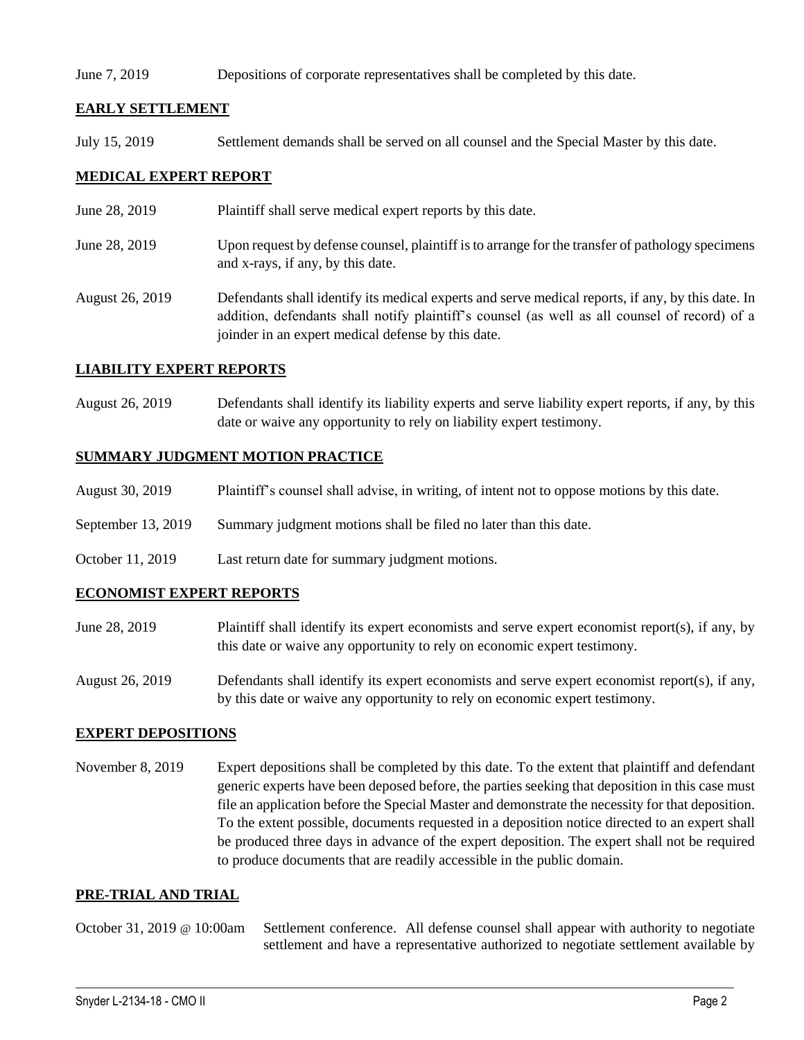June 7, 2019 Depositions of corporate representatives shall be completed by this date.

## EARLY SETTLEMENT

July 15, 2019 Settlement demands shall be served on all counsel and the Special Master by this date.

## MEDICAL EXPERT REPORT

June 28, 2019 Plaintiff shall serve medical expert reports by this date.

June 28, 2019 Upon request by defense counsel, plaintiff is to arrange for the transfer of pathology specimens and x-rays, if any, by this date.

August 26, 2019 Defendants shall identify its medical experts and serve medical reports, if any, by this date. In addition, defendants shall notify plaintiff's counsel (as well as all counsel of record) of a joinder in an expert medical defense by this date.

## LIABILITY EXPERT REPORTS

August 26, 2019 Defendants shall identify its liability experts and serve liability expert reports, if any, by this date or waive any opportunity to rely on liability expert testimony.

## SUMMARY JUDGMENT MOTION PRACTICE

August 30, 2019 Plaintiff's counsel shall advise, in writing, of intent not to oppose motions by this date.

September 13, 2019 Summary judgment motions shall be filed no later than this date.

October 11, 2019 Last return date for summary judgment motions.

## ECONOMIST EXPERT REPORTS

June 28, 2019 Plaintiff shall identify its expert economists and serve expert economist report(s), if any, by this date or waive any opportunity to rely on economic expert testimony.

August 26, 2019 Defendants shall identify its expert economists and serve expert economist report(s), if any, by this date or waive any opportunity to rely on economic expert testimony.

## EXPERT DEPOSITIONS

November 8, 2019 Expert depositions shall be completed by this date. To the extent that plaintiff and defendant generic experts have been deposed before, the parties seeking that deposition in this case must file an application before the Special Master and demonstrate the necessity for that deposition. To the extent possible, documents requested in a deposition notice directed to an expert shall be produced three days in advance of the expert deposition. The expert shall not be required to produce documents that are readily accessible in the public domain.

## PRE-TRIAL AND TRIAL

October 31, 2019 @ 10:00am Settlement conference. All defense counsel shall appear with authority to negotiate settlement and have a representative authorized to negotiate settlement available by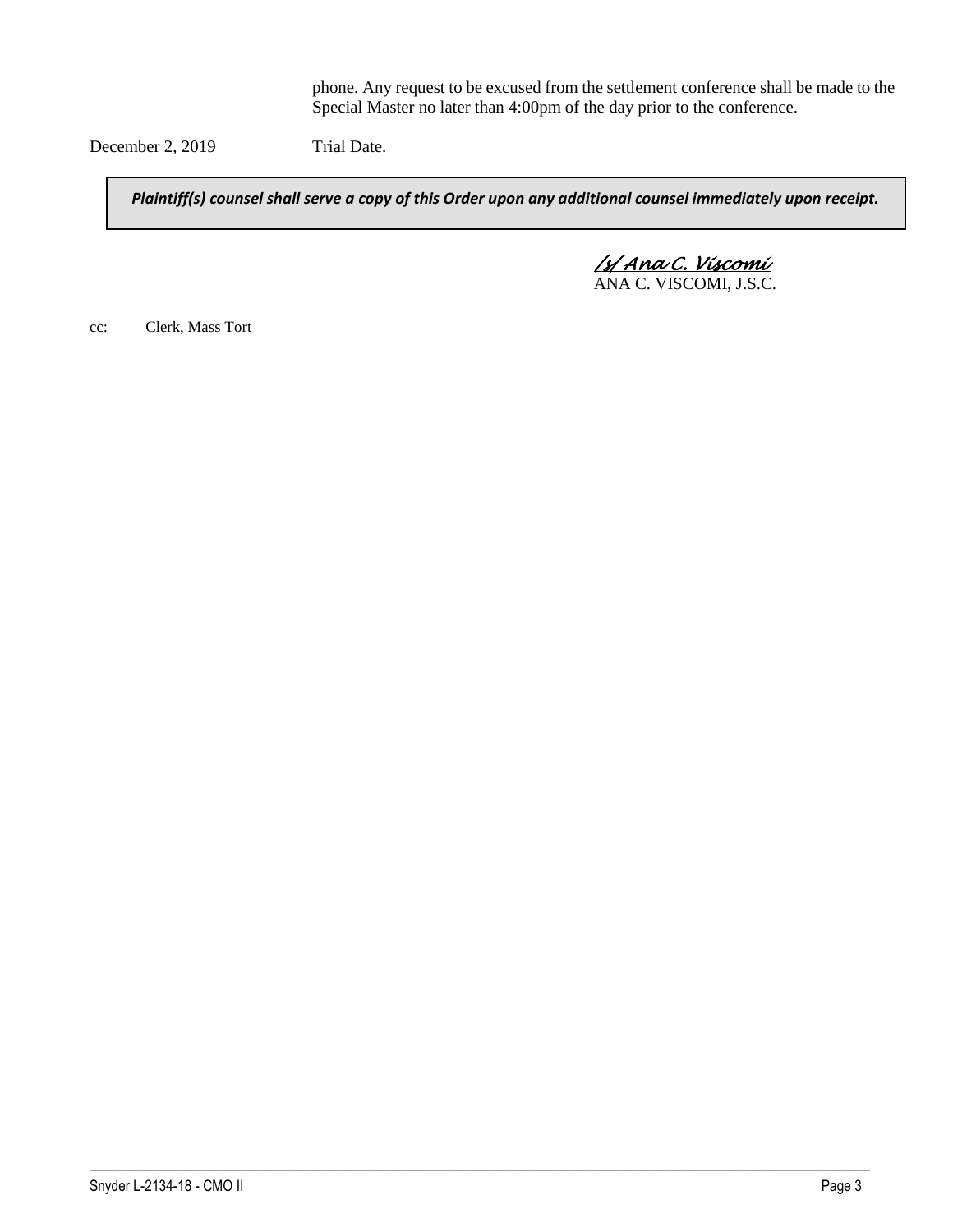phone. Any request to be excused from the settlement conference shall be made to the Special Master no later than 4:00pm of the day prior to the conference.

| | |
|---|---|
| December 2, 2019 | Trial Date. |

***Plaintiff(s) counsel shall serve a copy of this Order upon any additional counsel immediately upon receipt.***

/s/ Ana C. Viscomi
ANA C. VISCOMI, J.S.C.

cc: Clerk, Mass Tort